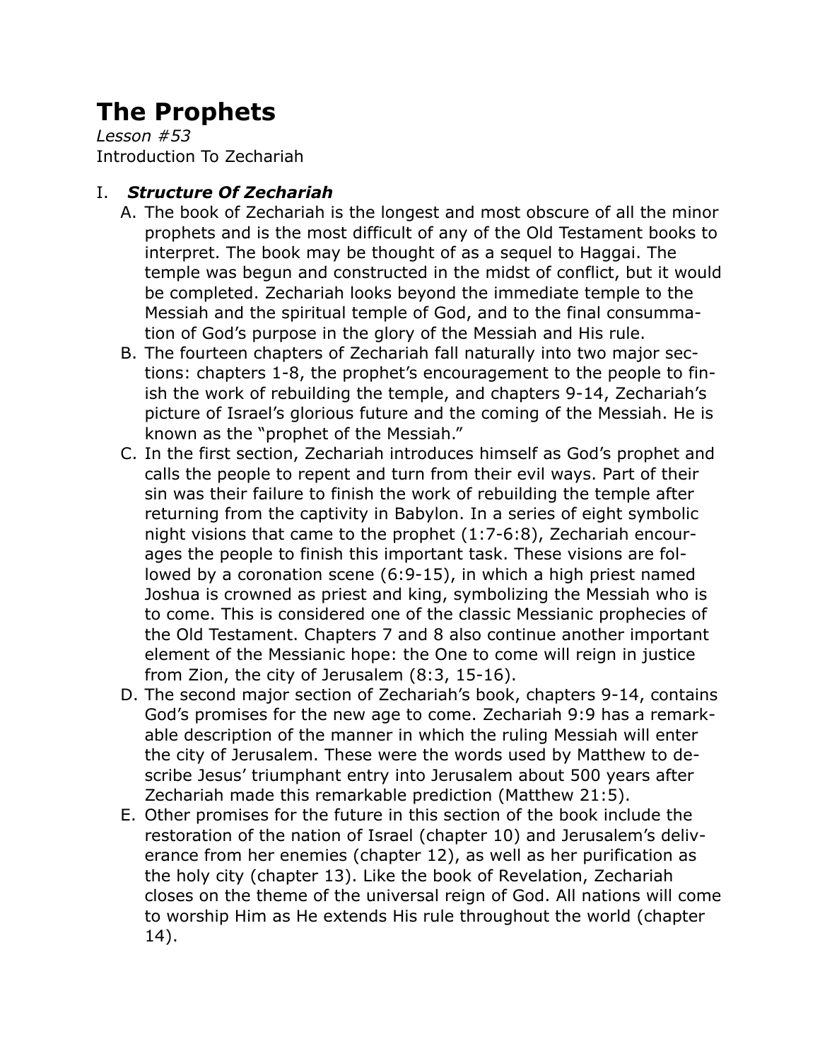# The Prophets

*Lesson #53*
Introduction To Zechariah

## I. *Structure Of Zechariah*

A. The book of Zechariah is the longest and most obscure of all the minor prophets and is the most difficult of any of the Old Testament books to interpret. The book may be thought of as a sequel to Haggai. The temple was begun and constructed in the midst of conflict, but it would be completed. Zechariah looks beyond the immediate temple to the Messiah and the spiritual temple of God, and to the final consummation of God's purpose in the glory of the Messiah and His rule.

B. The fourteen chapters of Zechariah fall naturally into two major sections: chapters 1-8, the prophet's encouragement to the people to finish the work of rebuilding the temple, and chapters 9-14, Zechariah's picture of Israel's glorious future and the coming of the Messiah. He is known as the "prophet of the Messiah."

C. In the first section, Zechariah introduces himself as God's prophet and calls the people to repent and turn from their evil ways. Part of their sin was their failure to finish the work of rebuilding the temple after returning from the captivity in Babylon. In a series of eight symbolic night visions that came to the prophet (1:7-6:8), Zechariah encourages the people to finish this important task. These visions are followed by a coronation scene (6:9-15), in which a high priest named Joshua is crowned as priest and king, symbolizing the Messiah who is to come. This is considered one of the classic Messianic prophecies of the Old Testament. Chapters 7 and 8 also continue another important element of the Messianic hope: the One to come will reign in justice from Zion, the city of Jerusalem (8:3, 15-16).

D. The second major section of Zechariah's book, chapters 9-14, contains God's promises for the new age to come. Zechariah 9:9 has a remarkable description of the manner in which the ruling Messiah will enter the city of Jerusalem. These were the words used by Matthew to describe Jesus' triumphant entry into Jerusalem about 500 years after Zechariah made this remarkable prediction (Matthew 21:5).

E. Other promises for the future in this section of the book include the restoration of the nation of Israel (chapter 10) and Jerusalem's deliverance from her enemies (chapter 12), as well as her purification as the holy city (chapter 13). Like the book of Revelation, Zechariah closes on the theme of the universal reign of God. All nations will come to worship Him as He extends His rule throughout the world (chapter 14).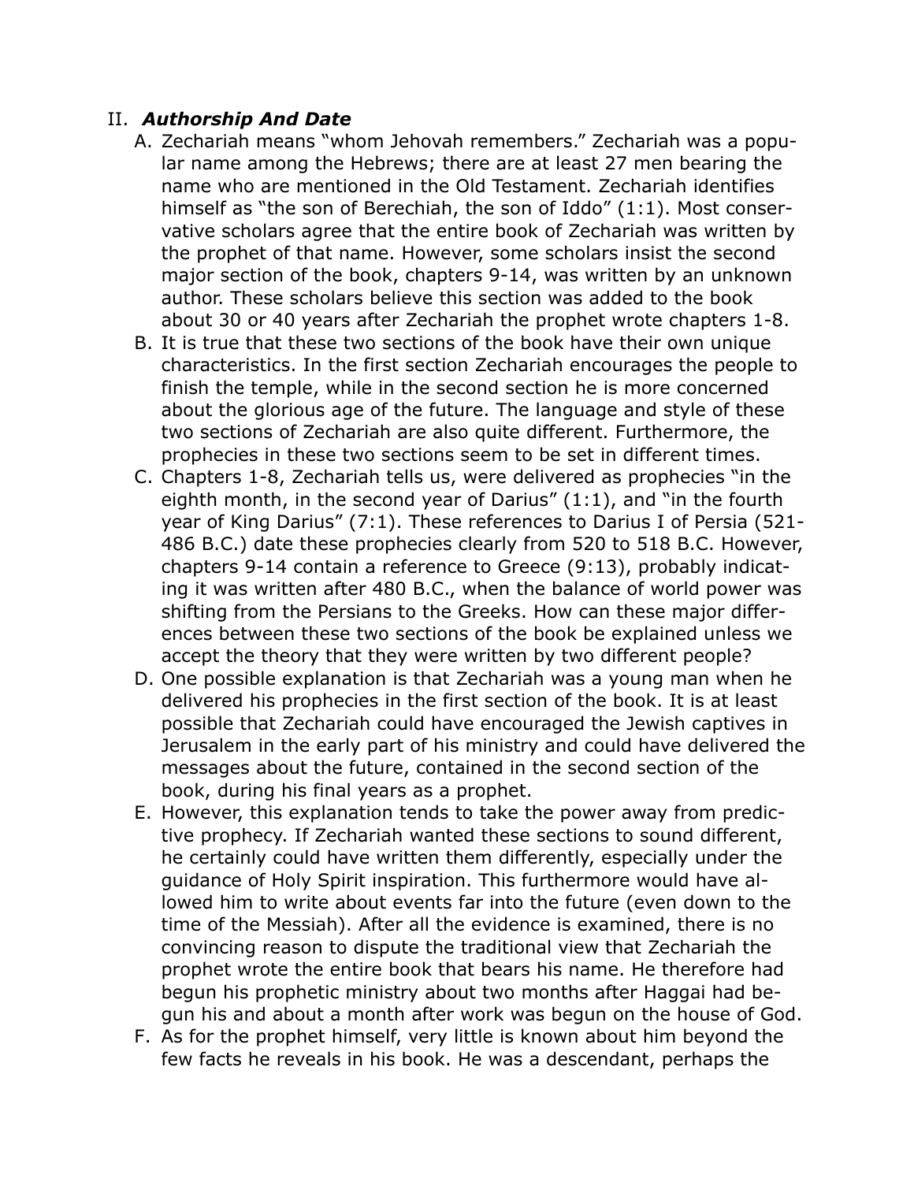## II. ***Authorship And Date***

A. Zechariah means "whom Jehovah remembers." Zechariah was a popular name among the Hebrews; there are at least 27 men bearing the name who are mentioned in the Old Testament. Zechariah identifies himself as "the son of Berechiah, the son of Iddo" (1:1). Most conservative scholars agree that the entire book of Zechariah was written by the prophet of that name. However, some scholars insist the second major section of the book, chapters 9-14, was written by an unknown author. These scholars believe this section was added to the book about 30 or 40 years after Zechariah the prophet wrote chapters 1-8.

B. It is true that these two sections of the book have their own unique characteristics. In the first section Zechariah encourages the people to finish the temple, while in the second section he is more concerned about the glorious age of the future. The language and style of these two sections of Zechariah are also quite different. Furthermore, the prophecies in these two sections seem to be set in different times.

C. Chapters 1-8, Zechariah tells us, were delivered as prophecies "in the eighth month, in the second year of Darius" (1:1), and "in the fourth year of King Darius" (7:1). These references to Darius I of Persia (521-486 B.C.) date these prophecies clearly from 520 to 518 B.C. However, chapters 9-14 contain a reference to Greece (9:13), probably indicating it was written after 480 B.C., when the balance of world power was shifting from the Persians to the Greeks. How can these major differences between these two sections of the book be explained unless we accept the theory that they were written by two different people?

D. One possible explanation is that Zechariah was a young man when he delivered his prophecies in the first section of the book. It is at least possible that Zechariah could have encouraged the Jewish captives in Jerusalem in the early part of his ministry and could have delivered the messages about the future, contained in the second section of the book, during his final years as a prophet.

E. However, this explanation tends to take the power away from predictive prophecy. If Zechariah wanted these sections to sound different, he certainly could have written them differently, especially under the guidance of Holy Spirit inspiration. This furthermore would have allowed him to write about events far into the future (even down to the time of the Messiah). After all the evidence is examined, there is no convincing reason to dispute the traditional view that Zechariah the prophet wrote the entire book that bears his name. He therefore had begun his prophetic ministry about two months after Haggai had begun his and about a month after work was begun on the house of God.

F. As for the prophet himself, very little is known about him beyond the few facts he reveals in his book. He was a descendant, perhaps the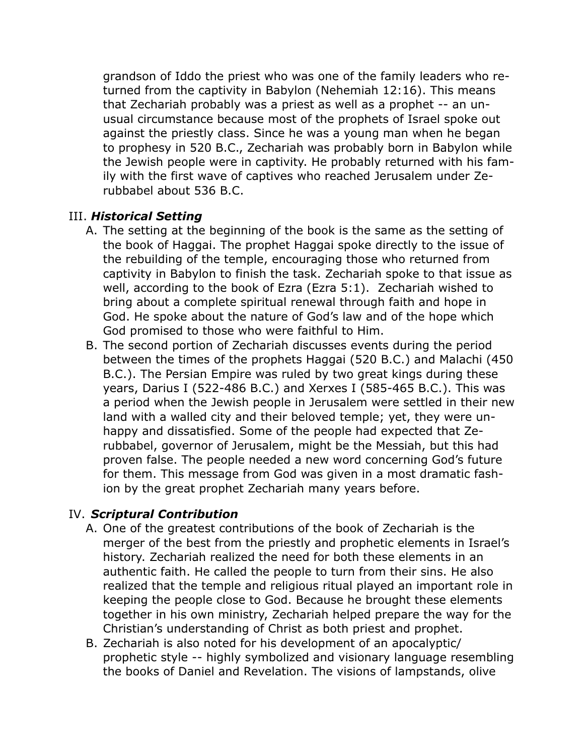grandson of Iddo the priest who was one of the family leaders who returned from the captivity in Babylon (Nehemiah 12:16). This means that Zechariah probably was a priest as well as a prophet -- an unusual circumstance because most of the prophets of Israel spoke out against the priestly class. Since he was a young man when he began to prophesy in 520 B.C., Zechariah was probably born in Babylon while the Jewish people were in captivity. He probably returned with his family with the first wave of captives who reached Jerusalem under Zerubbabel about 536 B.C.

III. ***Historical Setting***

A. The setting at the beginning of the book is the same as the setting of the book of Haggai. The prophet Haggai spoke directly to the issue of the rebuilding of the temple, encouraging those who returned from captivity in Babylon to finish the task. Zechariah spoke to that issue as well, according to the book of Ezra (Ezra 5:1). Zechariah wished to bring about a complete spiritual renewal through faith and hope in God. He spoke about the nature of God's law and of the hope which God promised to those who were faithful to Him.

B. The second portion of Zechariah discusses events during the period between the times of the prophets Haggai (520 B.C.) and Malachi (450 B.C.). The Persian Empire was ruled by two great kings during these years, Darius I (522-486 B.C.) and Xerxes I (585-465 B.C.). This was a period when the Jewish people in Jerusalem were settled in their new land with a walled city and their beloved temple; yet, they were unhappy and dissatisfied. Some of the people had expected that Zerubbabel, governor of Jerusalem, might be the Messiah, but this had proven false. The people needed a new word concerning God's future for them. This message from God was given in a most dramatic fashion by the great prophet Zechariah many years before.

IV. ***Scriptural Contribution***

A. One of the greatest contributions of the book of Zechariah is the merger of the best from the priestly and prophetic elements in Israel's history. Zechariah realized the need for both these elements in an authentic faith. He called the people to turn from their sins. He also realized that the temple and religious ritual played an important role in keeping the people close to God. Because he brought these elements together in his own ministry, Zechariah helped prepare the way for the Christian's understanding of Christ as both priest and prophet.

B. Zechariah is also noted for his development of an apocalyptic/prophetic style -- highly symbolized and visionary language resembling the books of Daniel and Revelation. The visions of lampstands, olive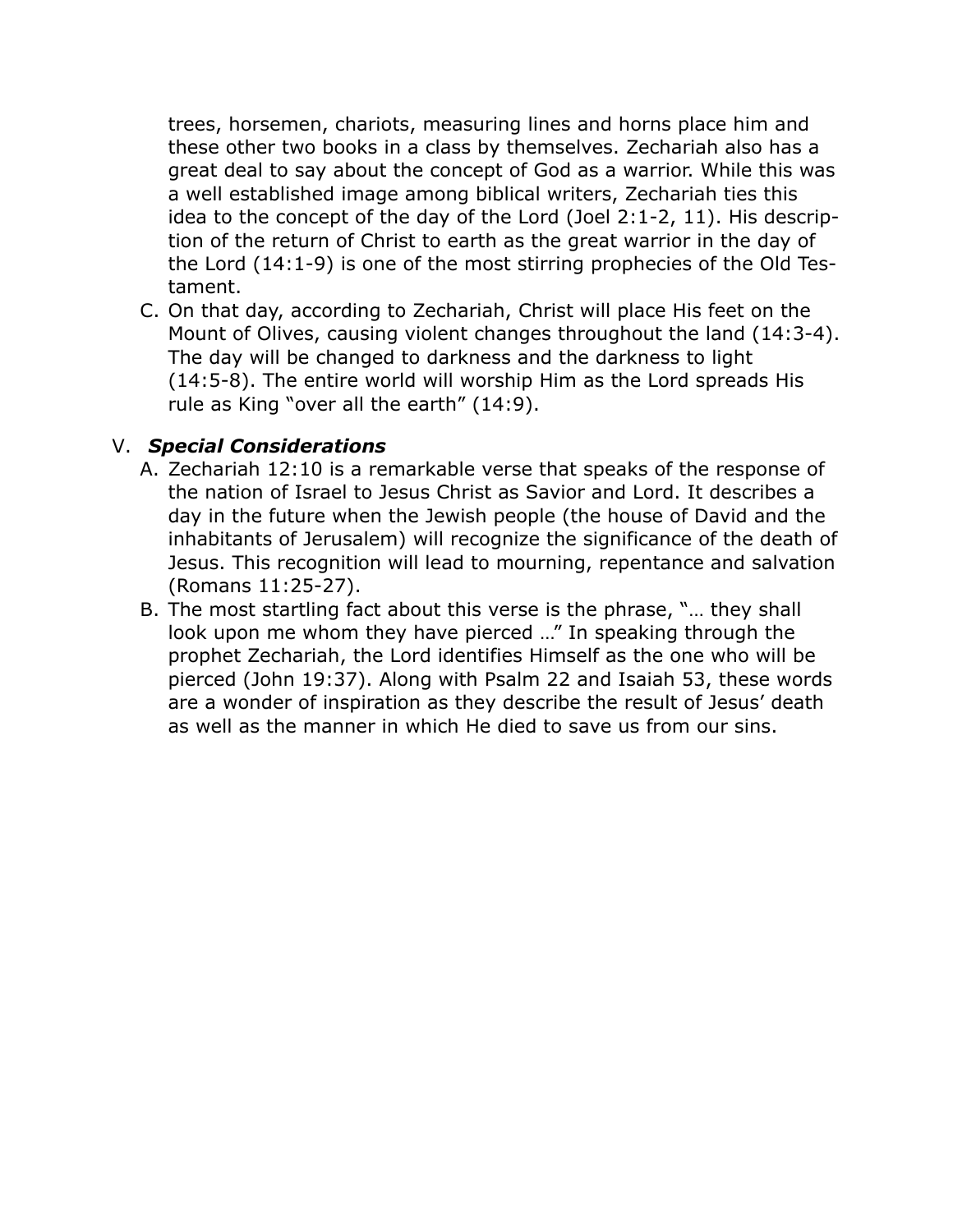trees, horsemen, chariots, measuring lines and horns place him and these other two books in a class by themselves. Zechariah also has a great deal to say about the concept of God as a warrior. While this was a well established image among biblical writers, Zechariah ties this idea to the concept of the day of the Lord (Joel 2:1-2, 11). His description of the return of Christ to earth as the great warrior in the day of the Lord (14:1-9) is one of the most stirring prophecies of the Old Testament.

C. On that day, according to Zechariah, Christ will place His feet on the Mount of Olives, causing violent changes throughout the land (14:3-4). The day will be changed to darkness and the darkness to light (14:5-8). The entire world will worship Him as the Lord spreads His rule as King "over all the earth" (14:9).

## V. ***Special Considerations***

A. Zechariah 12:10 is a remarkable verse that speaks of the response of the nation of Israel to Jesus Christ as Savior and Lord. It describes a day in the future when the Jewish people (the house of David and the inhabitants of Jerusalem) will recognize the significance of the death of Jesus. This recognition will lead to mourning, repentance and salvation (Romans 11:25-27).

B. The most startling fact about this verse is the phrase, "… they shall look upon me whom they have pierced …" In speaking through the prophet Zechariah, the Lord identifies Himself as the one who will be pierced (John 19:37). Along with Psalm 22 and Isaiah 53, these words are a wonder of inspiration as they describe the result of Jesus' death as well as the manner in which He died to save us from our sins.